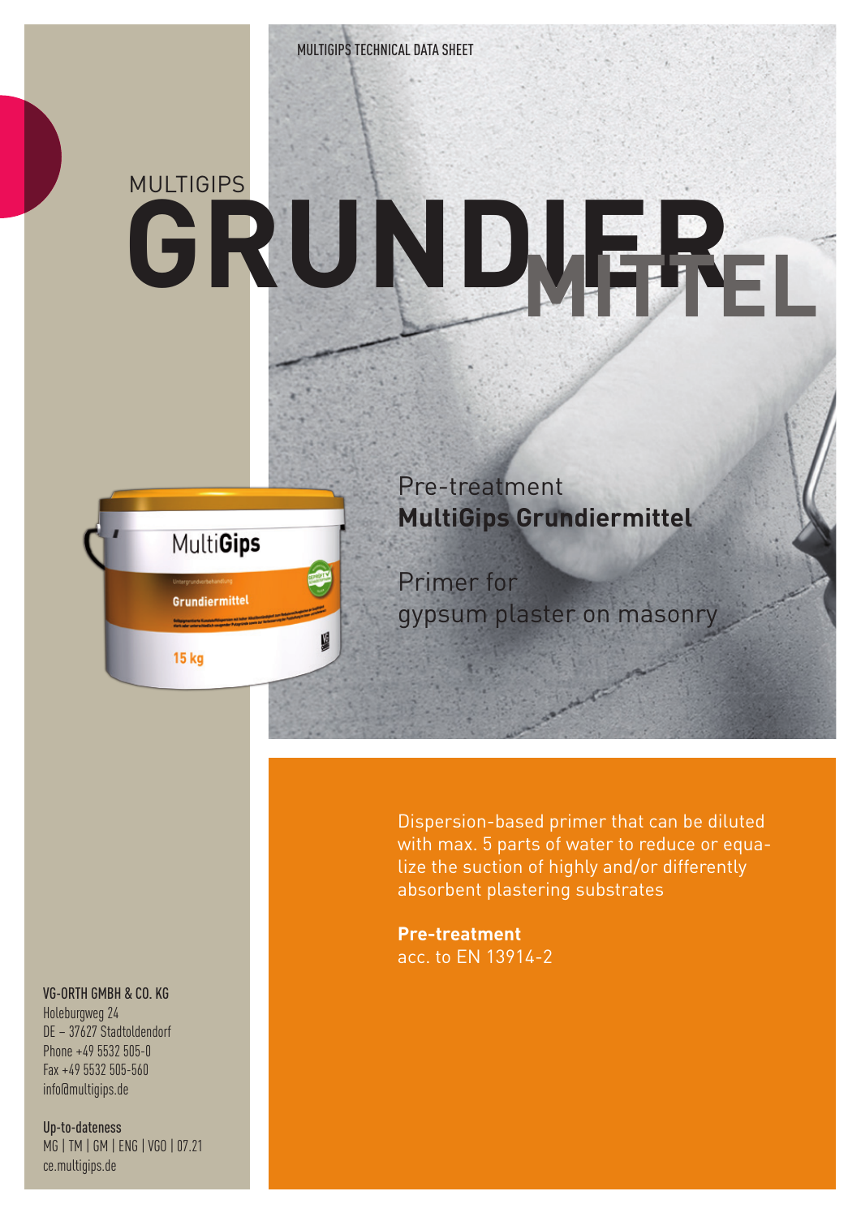MULTIGIPS TECHNICAL DATA SHEET

MULTIGIPS

# GRUNDIERMITTEL

Pre-treatment
**MultiGips Grundiermittel**

Primer for
gypsum plaster on masonry

Dispersion-based primer that can be diluted with max. 5 parts of water to reduce or equalize the suction of highly and/or differently absorbent plastering substrates

**Pre-treatment**
acc. to EN 13914-2

**VG-ORTH GMBH & CO. KG**
Holeburgweg 24
DE – 37627 Stadtoldendorf
Phone +49 5532 505-0
Fax +49 5532 505-560
info@multigips.de

**Up-to-dateness**
MG | TM | GM | ENG | VGO | 07.21
ce.multigips.de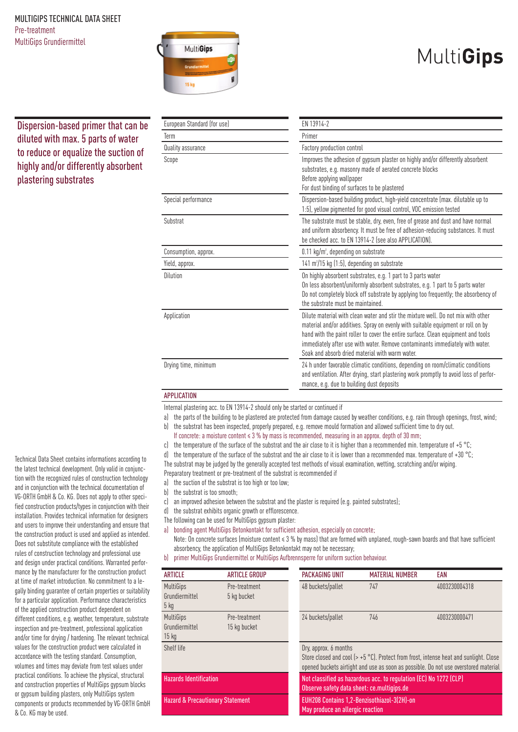MULTIGIPS TECHNICAL DATA SHEET

Pre-treatment

MultiGips Grundiermittel

MultiGips

## Dispersion-based primer that can be diluted with max. 5 parts of water to reduce or equalize the suction of highly and/or differently absorbent plastering substrates

| | |
|---|---|
| European Standard (for use) | EN 13914-2 |
| Term | Primer |
| Quality assurance | Factory production control |
| Scope | Improves the adhesion of gypsum plaster on highly and/or differently absorbent substrates, e.g. masonry made of aerated concrete blocks<br>Before applying wallpaper<br>For dust binding of surfaces to be plastered |
| Special performance | Dispersion-based building product, high-yield concentrate (max. dilutable up to 1:5), yellow pigmented for good visual control, VOC emission tested |
| Substrat | The substrate must be stable, dry, even, free of grease and dust and have normal and uniform absorbency. It must be free of adhesion-reducing substances. It must be checked acc. to EN 13914-2 (see also APPLICATION). |
| Consumption, approx. | 0.11 kg/m², depending on substrate |
| Yield, approx. | 141 m²/15 kg (1:5), depending on substrate |
| Dilution | On highly absorbent substrates, e.g. 1 part to 3 parts water<br>On less absorbent/uniformly absorbent substrates, e.g. 1 part to 5 parts water<br>Do not completely block off substrate by applying too frequently; the absorbency of the substrate must be maintained. |
| Application | Dilute material with clean water and stir the mixture well. Do not mix with other material and/or additives. Spray on evenly with suitable equipment or roll on by hand with the paint roller to cover the entire surface. Clean equipment and tools immediately after use with water. Remove contaminants immediately with water. Soak and absorb dried material with warm water. |
| Drying time, minimum | 24 h under favorable climatic conditions, depending on room/climatic conditions and ventilation. After drying, start plastering work promptly to avoid loss of performance, e.g. due to building dust deposits |

### APPLICATION

Internal plastering acc. to EN 13914-2 should only be started or continued if

a) the parts of the building to be plastered are protected from damage caused by weather conditions, e.g. rain through openings, frost, wind;

b) the substrat has been inspected, properly prepared, e.g. remove mould formation and allowed sufficient time to dry out.
If concrete: a moisture content ≤ 3 % by mass is recommended, measuring in an approx. depth of 30 mm;

c) the temperature of the surface of the substrat and the air close to it is higher than a recommended min. temperature of +5 °C;

d) the temperature of the surface of the substrat and the air close to it is lower than a recommended max. temperature of +30 °C;

The substrat may be judged by the generally accepted test methods of visual examination, wetting, scratching and/or wiping.

Preparatory treatment or pre-treatment of the substrat is recommended if

a) the suction of the substrat is too high or too low;

b) the substrat is too smooth;

c) an improved adhesion between the substrat and the plaster is required (e.g. painted substrates);

d) the substrat exhibits organic growth or efflorescence.

The following can be used for MultiGips gypsum plaster:

a) bonding agent MultiGips Betonkontakt for sufficient adhesion, especially on concrete;
Note: On concrete surfaces (moisture content ≤ 3 % by mass) that are formed with unplaned, rough-sawn boards and that have sufficient absorbency, the application of MultiGips Betonkontakt may not be necessary;

b) primer MultiGips Grundiermittel or MultiGips Aufbrennsperre for uniform suction behaviour.

| ARTICLE | ARTICLE GROUP | PACKAGING UNIT | MATERIAL NUMBER | EAN |
|---|---|---|---|---|
| MultiGips Grundiermittel 5 kg | Pre-treatment 5 kg bucket | 48 buckets/pallet | 747 | 4003230004318 |
| MultiGips Grundiermittel 15 kg | Pre-treatment 15 kg bucket | 24 buckets/pallet | 746 | 4003230000471 |
| Shelf life | | Dry, approx. 6 months<br>Store closed and cool (> +5 °C). Protect from frost, intense heat and sunlight. Close opened buckets airtight and use as soon as possible. Do not use overstored material | | |
| Hazards Identification | | Not classified as hazardous acc. to regulation (EC) No 1272 (CLP)<br>Observe safety data sheet: ce.multigips.de | | |
| Hazard & Precautionary Statement | | EUH208 Contains 1,2-Benzisothiazol-3(2H)-on<br>May produce an allergic reaction | | |

Technical Data Sheet contains informations according to the latest technical development. Only valid in conjunction with the recognized rules of construction technology and in conjunction with the technical documentation of VG-ORTH GmbH & Co. KG. Does not apply to other specified construction products/types in conjunction with their installation. Provides technical information for designers and users to improve their understanding and ensure that the construction product is used and applied as intended. Does not substitute compliance with the established rules of construction technology and professional use and design under practical conditions. Warranted performance by the manufacturer for the construction product at time of market introduction. No commitment to a legally binding guarantee of certain properties or suitability for a particular application. Performance characteristics of the applied construction product dependent on different conditions, e.g. weather, temperature, substrate inspection and pre-treatment, professional application and/or time for drying / hardening. The relevant technical values for the construction product were calculated in accordance with the testing standard. Consumption, volumes and times may deviate from test values under practical conditions. To achieve the physical, structural and construction properties of MultiGips gypsum blocks or gypsum building plasters, only MultiGips system components or products recommended by VG-ORTH GmbH & Co. KG may be used.